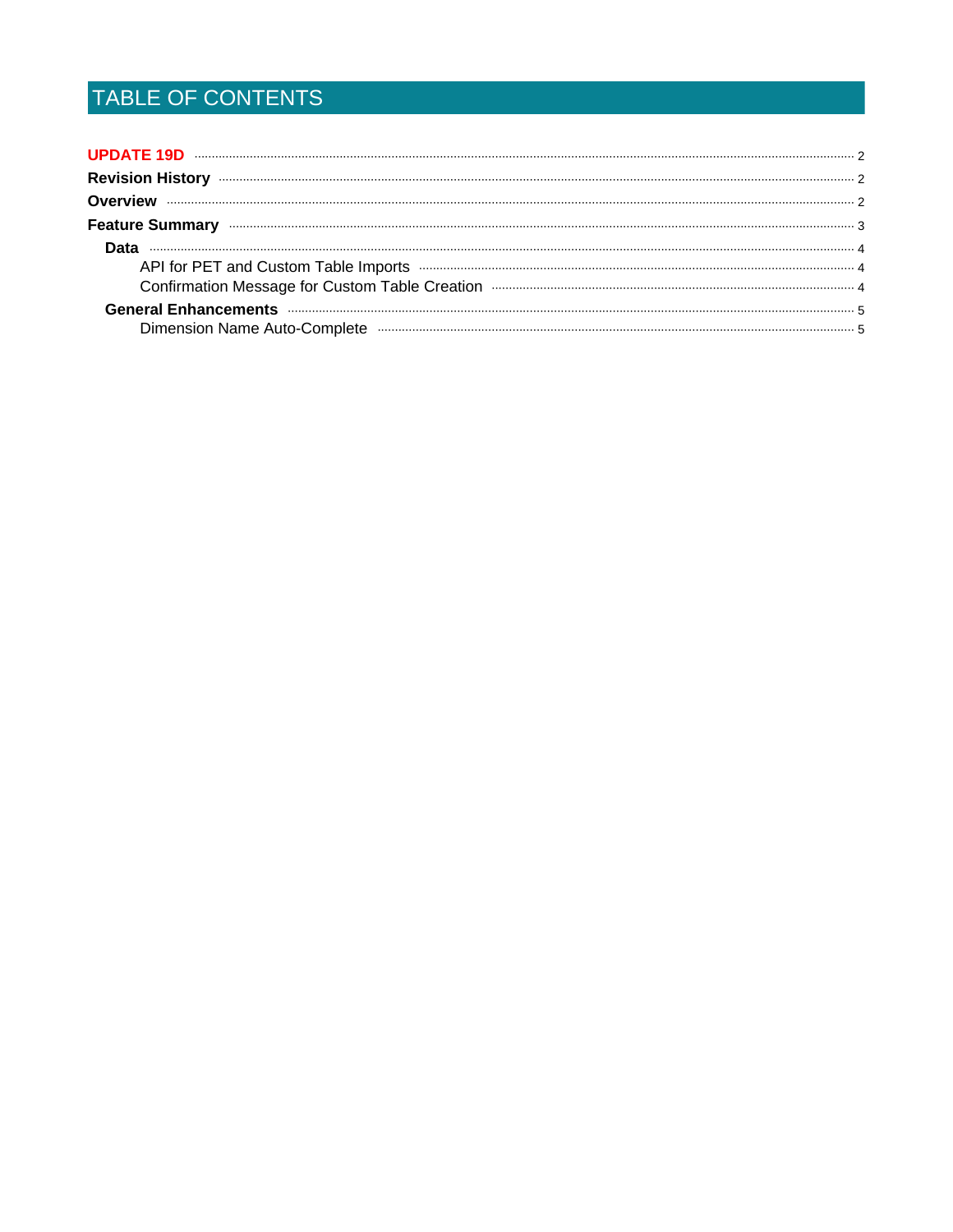# TABLE OF CONTENTS

**UPDATE 19D** ........ 2

**Revision History** ........ 2

**Overview** ........ 2

**Feature Summary** ........ 3

- **Data** ........ 4
  - API for PET and Custom Table Imports ........ 4
  - Confirmation Message for Custom Table Creation ........ 4
- **General Enhancements** ........ 5
  - Dimension Name Auto-Complete ........ 5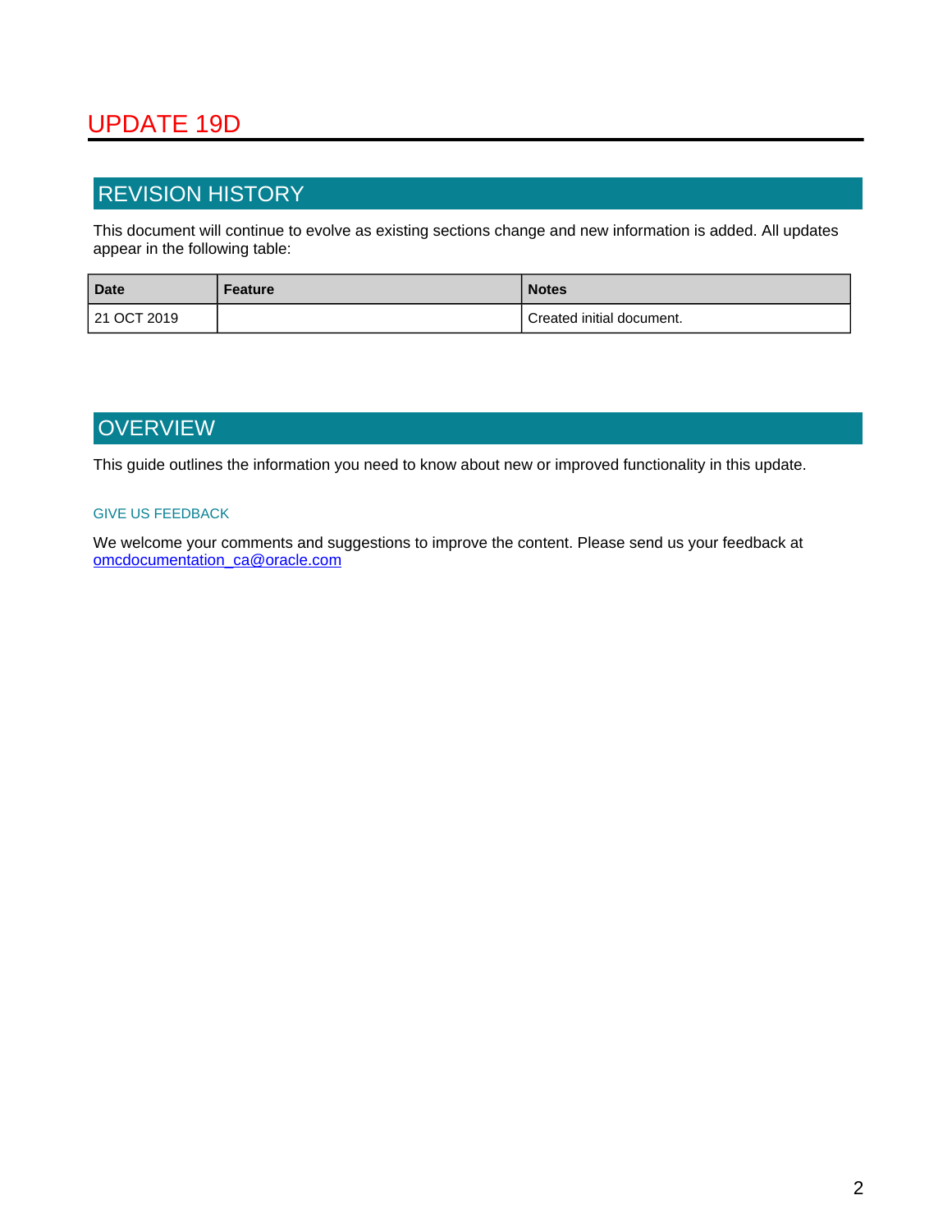# UPDATE 19D

## REVISION HISTORY

This document will continue to evolve as existing sections change and new information is added. All updates appear in the following table:

| Date | Feature | Notes |
|---|---|---|
| 21 OCT 2019 | | Created initial document. |

## OVERVIEW

This guide outlines the information you need to know about new or improved functionality in this update.

### GIVE US FEEDBACK

We welcome your comments and suggestions to improve the content. Please send us your feedback at omcdocumentation_ca@oracle.com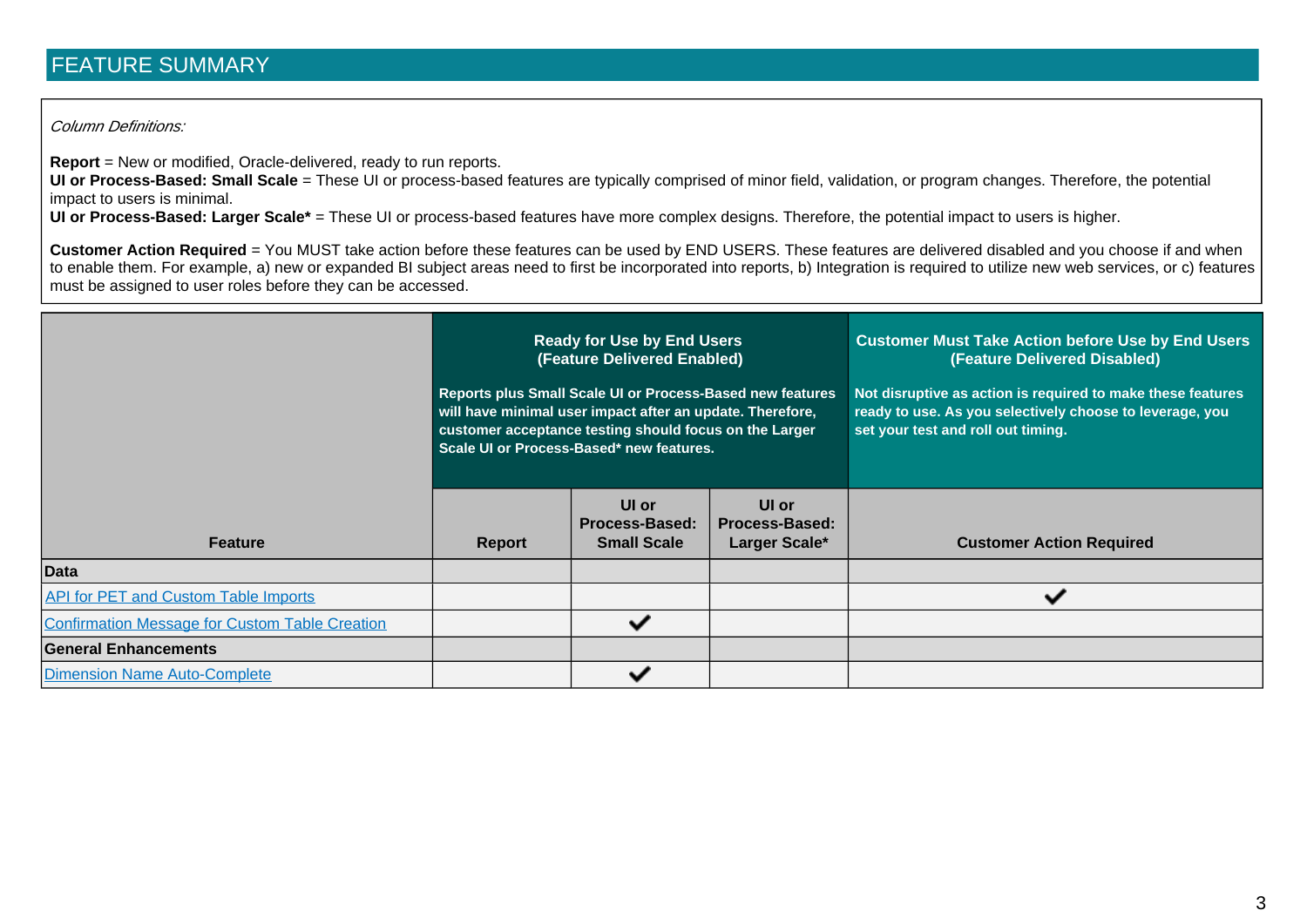# FEATURE SUMMARY

*Column Definitions:*

**Report** = New or modified, Oracle-delivered, ready to run reports.
**UI or Process-Based: Small Scale** = These UI or process-based features are typically comprised of minor field, validation, or program changes. Therefore, the potential impact to users is minimal.
**UI or Process-Based: Larger Scale*** = These UI or process-based features have more complex designs. Therefore, the potential impact to users is higher.

**Customer Action Required** = You MUST take action before these features can be used by END USERS. These features are delivered disabled and you choose if and when to enable them. For example, a) new or expanded BI subject areas need to first be incorporated into reports, b) Integration is required to utilize new web services, or c) features must be assigned to user roles before they can be accessed.

| | **Ready for Use by End Users (Feature Delivered Enabled)** Reports plus Small Scale UI or Process-Based new features will have minimal user impact after an update. Therefore, customer acceptance testing should focus on the Larger Scale UI or Process-Based* new features. | | | **Customer Must Take Action before Use by End Users (Feature Delivered Disabled)** Not disruptive as action is required to make these features ready to use. As you selectively choose to leverage, you set your test and roll out timing. |
|---|---|---|---|---|
| **Feature** | **Report** | **UI or Process-Based: Small Scale** | **UI or Process-Based: Larger Scale*** | **Customer Action Required** |
| **Data** | | | | |
| API for PET and Custom Table Imports | | | | ✔ |
| Confirmation Message for Custom Table Creation | | ✔ | | |
| **General Enhancements** | | | | |
| Dimension Name Auto-Complete | | ✔ | | |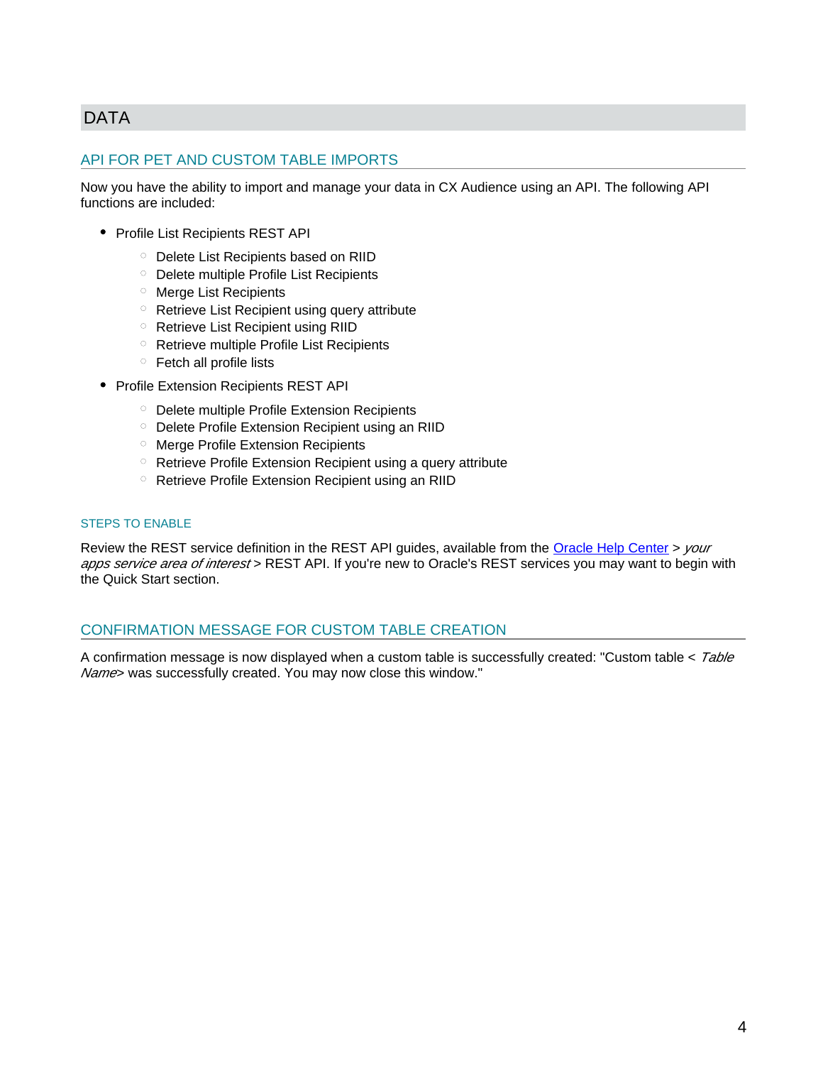# DATA

## API FOR PET AND CUSTOM TABLE IMPORTS

Now you have the ability to import and manage your data in CX Audience using an API. The following API functions are included:

- Profile List Recipients REST API
  - Delete List Recipients based on RIID
  - Delete multiple Profile List Recipients
  - Merge List Recipients
  - Retrieve List Recipient using query attribute
  - Retrieve List Recipient using RIID
  - Retrieve multiple Profile List Recipients
  - Fetch all profile lists
- Profile Extension Recipients REST API
  - Delete multiple Profile Extension Recipients
  - Delete Profile Extension Recipient using an RIID
  - Merge Profile Extension Recipients
  - Retrieve Profile Extension Recipient using a query attribute
  - Retrieve Profile Extension Recipient using an RIID

### STEPS TO ENABLE

Review the REST service definition in the REST API guides, available from the Oracle Help Center > *your apps service area of interest* > REST API. If you're new to Oracle's REST services you may want to begin with the Quick Start section.

## CONFIRMATION MESSAGE FOR CUSTOM TABLE CREATION

A confirmation message is now displayed when a custom table is successfully created: "Custom table < *Table Name*> was successfully created. You may now close this window."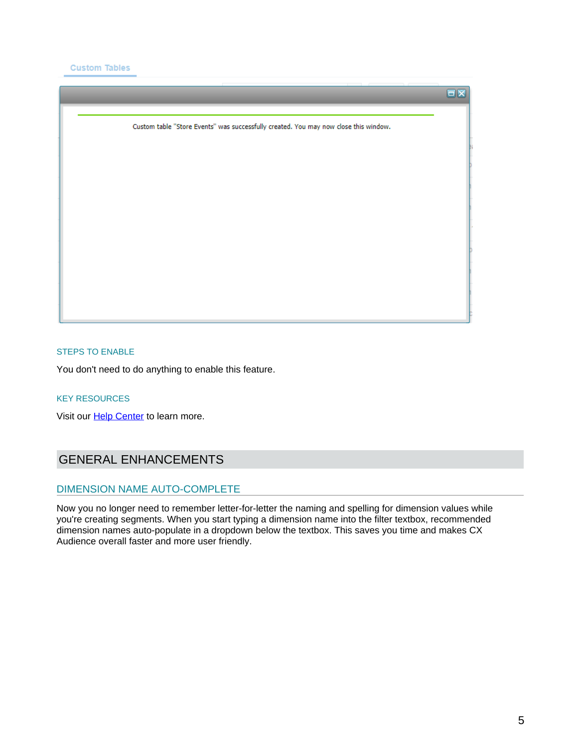### STEPS TO ENABLE

You don't need to do anything to enable this feature.

### KEY RESOURCES

Visit our Help Center to learn more.

# GENERAL ENHANCEMENTS

## DIMENSION NAME AUTO-COMPLETE

Now you no longer need to remember letter-for-letter the naming and spelling for dimension values while you're creating segments. When you start typing a dimension name into the filter textbox, recommended dimension names auto-populate in a dropdown below the textbox. This saves you time and makes CX Audience overall faster and more user friendly.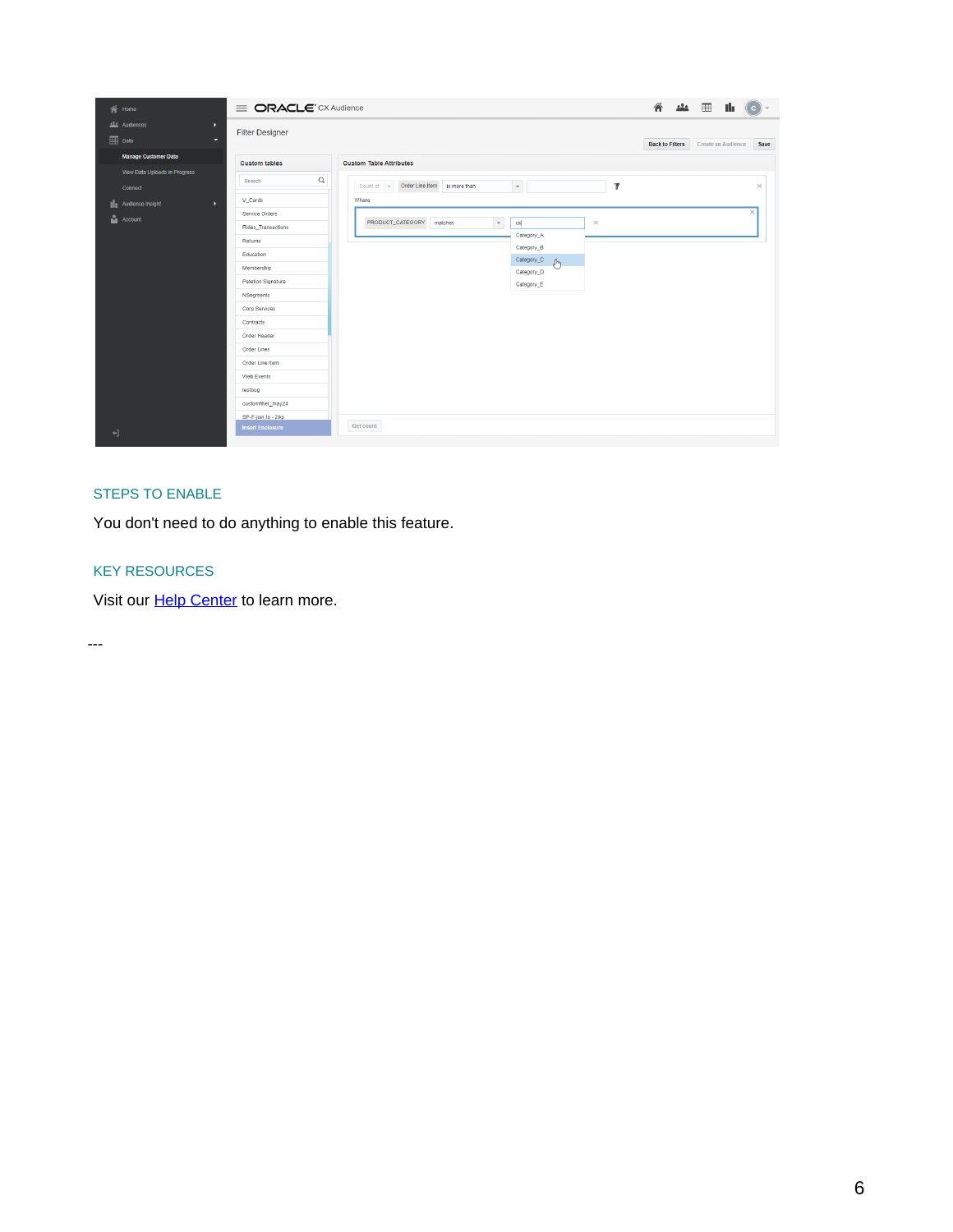STEPS TO ENABLE

You don't need to do anything to enable this feature.

KEY RESOURCES

Visit our Help Center to learn more.

---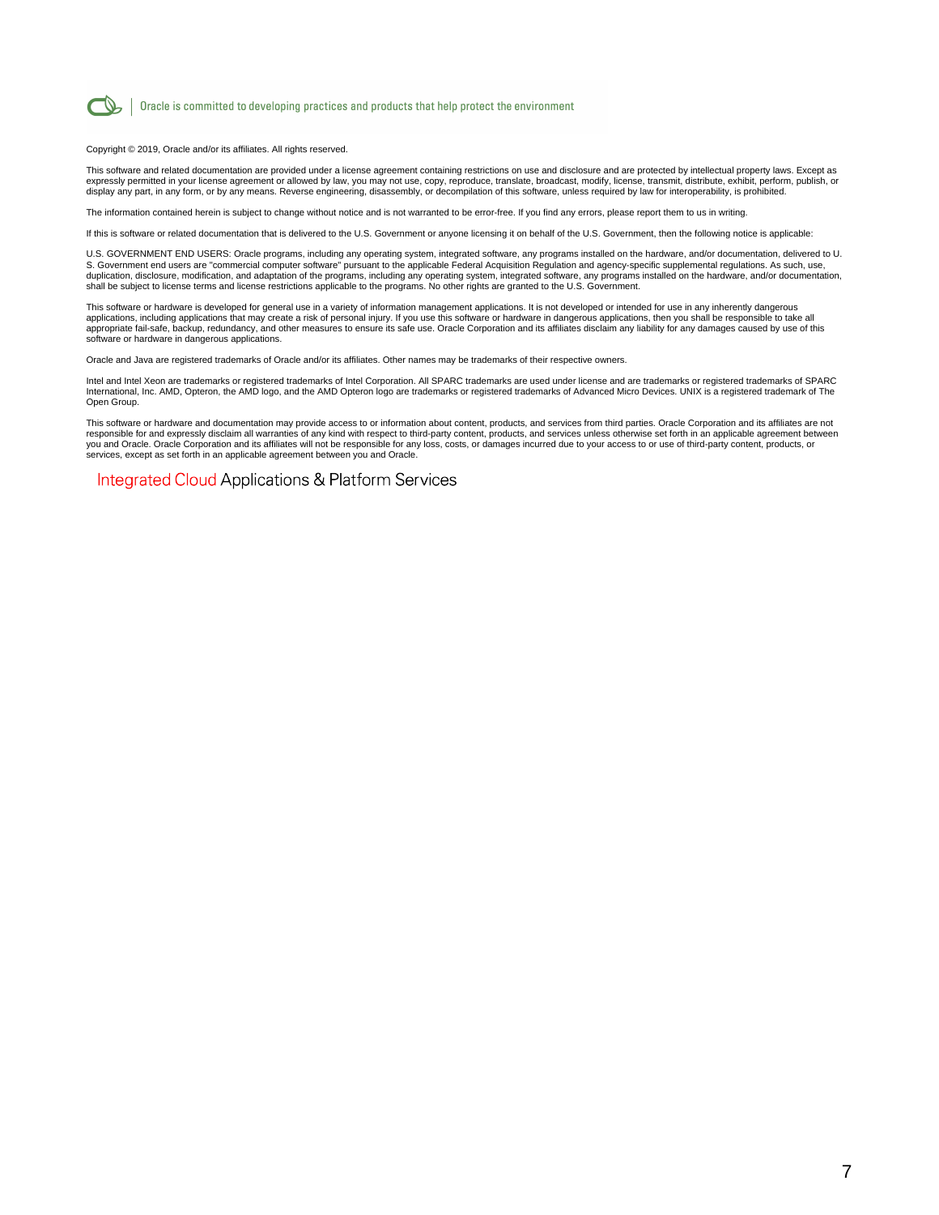Oracle is committed to developing practices and products that help protect the environment

Copyright © 2019, Oracle and/or its affiliates. All rights reserved.

This software and related documentation are provided under a license agreement containing restrictions on use and disclosure and are protected by intellectual property laws. Except as expressly permitted in your license agreement or allowed by law, you may not use, copy, reproduce, translate, broadcast, modify, license, transmit, distribute, exhibit, perform, publish, or display any part, in any form, or by any means. Reverse engineering, disassembly, or decompilation of this software, unless required by law for interoperability, is prohibited.

The information contained herein is subject to change without notice and is not warranted to be error-free. If you find any errors, please report them to us in writing.

If this is software or related documentation that is delivered to the U.S. Government or anyone licensing it on behalf of the U.S. Government, then the following notice is applicable:

U.S. GOVERNMENT END USERS: Oracle programs, including any operating system, integrated software, any programs installed on the hardware, and/or documentation, delivered to U.S. Government end users are "commercial computer software" pursuant to the applicable Federal Acquisition Regulation and agency-specific supplemental regulations. As such, use, duplication, disclosure, modification, and adaptation of the programs, including any operating system, integrated software, any programs installed on the hardware, and/or documentation, shall be subject to license terms and license restrictions applicable to the programs. No other rights are granted to the U.S. Government.

This software or hardware is developed for general use in a variety of information management applications. It is not developed or intended for use in any inherently dangerous applications, including applications that may create a risk of personal injury. If you use this software or hardware in dangerous applications, then you shall be responsible to take all appropriate fail-safe, backup, redundancy, and other measures to ensure its safe use. Oracle Corporation and its affiliates disclaim any liability for any damages caused by use of this software or hardware in dangerous applications.

Oracle and Java are registered trademarks of Oracle and/or its affiliates. Other names may be trademarks of their respective owners.

Intel and Intel Xeon are trademarks or registered trademarks of Intel Corporation. All SPARC trademarks are used under license and are trademarks or registered trademarks of SPARC International, Inc. AMD, Opteron, the AMD logo, and the AMD Opteron logo are trademarks or registered trademarks of Advanced Micro Devices. UNIX is a registered trademark of The Open Group.

This software or hardware and documentation may provide access to or information about content, products, and services from third parties. Oracle Corporation and its affiliates are not responsible for and expressly disclaim all warranties of any kind with respect to third-party content, products, and services unless otherwise set forth in an applicable agreement between you and Oracle. Oracle Corporation and its affiliates will not be responsible for any loss, costs, or damages incurred due to your access to or use of third-party content, products, or services, except as set forth in an applicable agreement between you and Oracle.

Integrated Cloud Applications & Platform Services